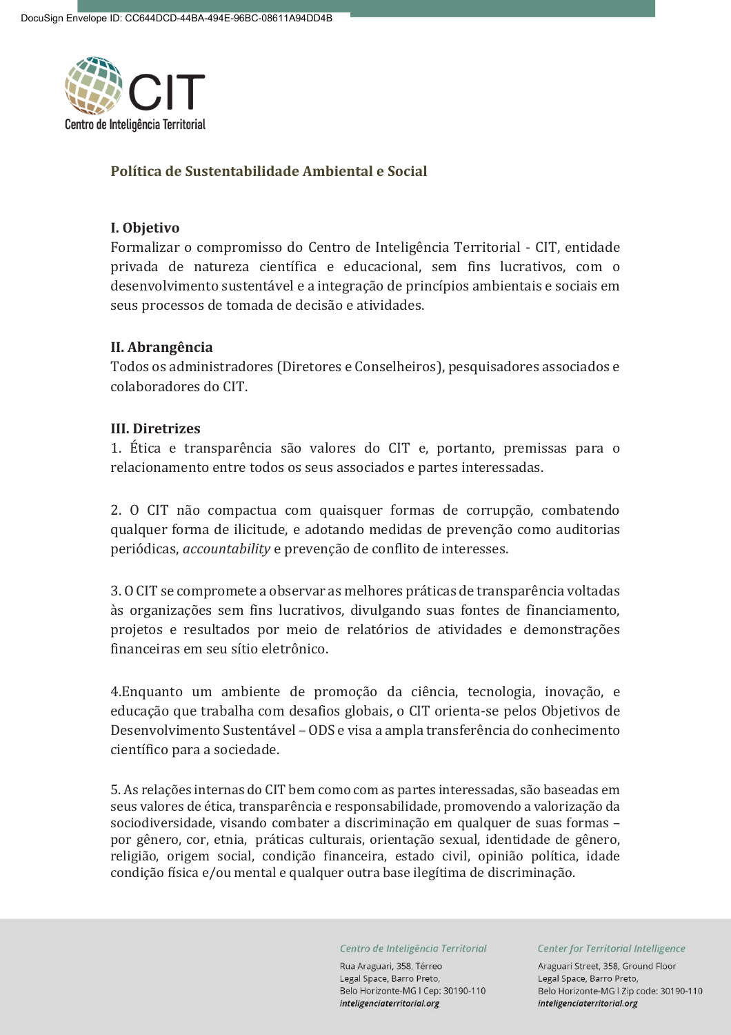# Política de Sustentabilidade Ambiental e Social

## I. Objetivo

Formalizar o compromisso do Centro de Inteligência Territorial - CIT, entidade privada de natureza científica e educacional, sem fins lucrativos, com o desenvolvimento sustentável e a integração de princípios ambientais e sociais em seus processos de tomada de decisão e atividades.

## II. Abrangência

Todos os administradores (Diretores e Conselheiros), pesquisadores associados e colaboradores do CIT.

## III. Diretrizes

1. Ética e transparência são valores do CIT e, portanto, premissas para o relacionamento entre todos os seus associados e partes interessadas.

2. O CIT não compactua com quaisquer formas de corrupção, combatendo qualquer forma de ilicitude, e adotando medidas de prevenção como auditorias periódicas, *accountability* e prevenção de conflito de interesses.

3. O CIT se compromete a observar as melhores práticas de transparência voltadas às organizações sem fins lucrativos, divulgando suas fontes de financiamento, projetos e resultados por meio de relatórios de atividades e demonstrações financeiras em seu sítio eletrônico.

4.Enquanto um ambiente de promoção da ciência, tecnologia, inovação, e educação que trabalha com desafios globais, o CIT orienta-se pelos Objetivos de Desenvolvimento Sustentável – ODS e visa a ampla transferência do conhecimento científico para a sociedade.

5. As relações internas do CIT bem como com as partes interessadas, são baseadas em seus valores de ética, transparência e responsabilidade, promovendo a valorização da sociodiversidade, visando combater a discriminação em qualquer de suas formas – por gênero, cor, etnia, práticas culturais, orientação sexual, identidade de gênero, religião, origem social, condição financeira, estado civil, opinião política, idade condição física e/ou mental e qualquer outra base ilegítima de discriminação.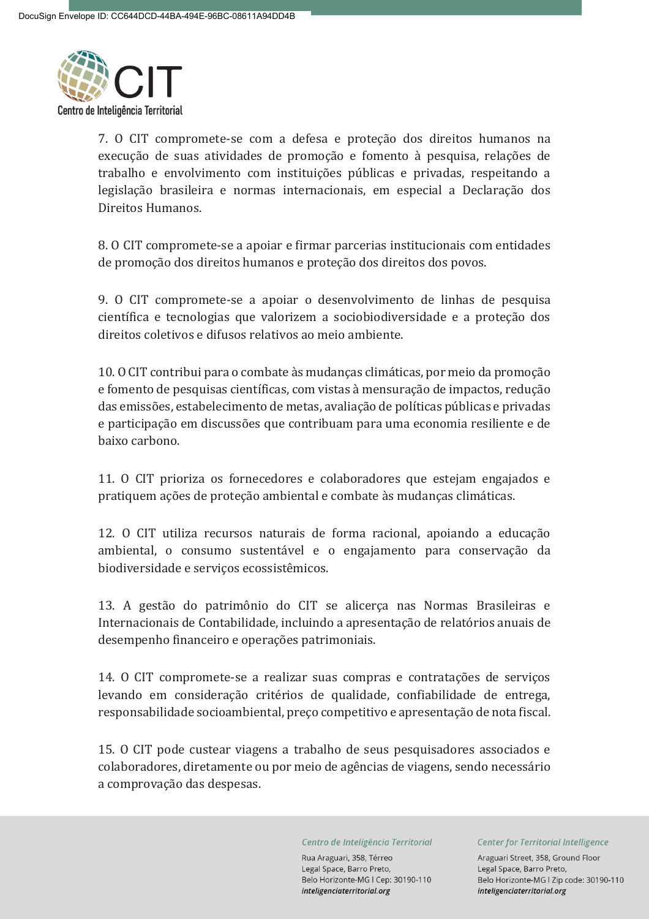7. O CIT compromete-se com a defesa e proteção dos direitos humanos na execução de suas atividades de promoção e fomento à pesquisa, relações de trabalho e envolvimento com instituições públicas e privadas, respeitando a legislação brasileira e normas internacionais, em especial a Declaração dos Direitos Humanos.

8. O CIT compromete-se a apoiar e firmar parcerias institucionais com entidades de promoção dos direitos humanos e proteção dos direitos dos povos.

9. O CIT compromete-se a apoiar o desenvolvimento de linhas de pesquisa científica e tecnologias que valorizem a sociobiodiversidade e a proteção dos direitos coletivos e difusos relativos ao meio ambiente.

10. O CIT contribui para o combate às mudanças climáticas, por meio da promoção e fomento de pesquisas científicas, com vistas à mensuração de impactos, redução das emissões, estabelecimento de metas, avaliação de políticas públicas e privadas e participação em discussões que contribuam para uma economia resiliente e de baixo carbono.

11. O CIT prioriza os fornecedores e colaboradores que estejam engajados e pratiquem ações de proteção ambiental e combate às mudanças climáticas.

12. O CIT utiliza recursos naturais de forma racional, apoiando a educação ambiental, o consumo sustentável e o engajamento para conservação da biodiversidade e serviços ecossistêmicos.

13. A gestão do patrimônio do CIT se alicerça nas Normas Brasileiras e Internacionais de Contabilidade, incluindo a apresentação de relatórios anuais de desempenho financeiro e operações patrimoniais.

14. O CIT compromete-se a realizar suas compras e contratações de serviços levando em consideração critérios de qualidade, confiabilidade de entrega, responsabilidade socioambiental, preço competitivo e apresentação de nota fiscal.

15. O CIT pode custear viagens a trabalho de seus pesquisadores associados e colaboradores, diretamente ou por meio de agências de viagens, sendo necessário a comprovação das despesas.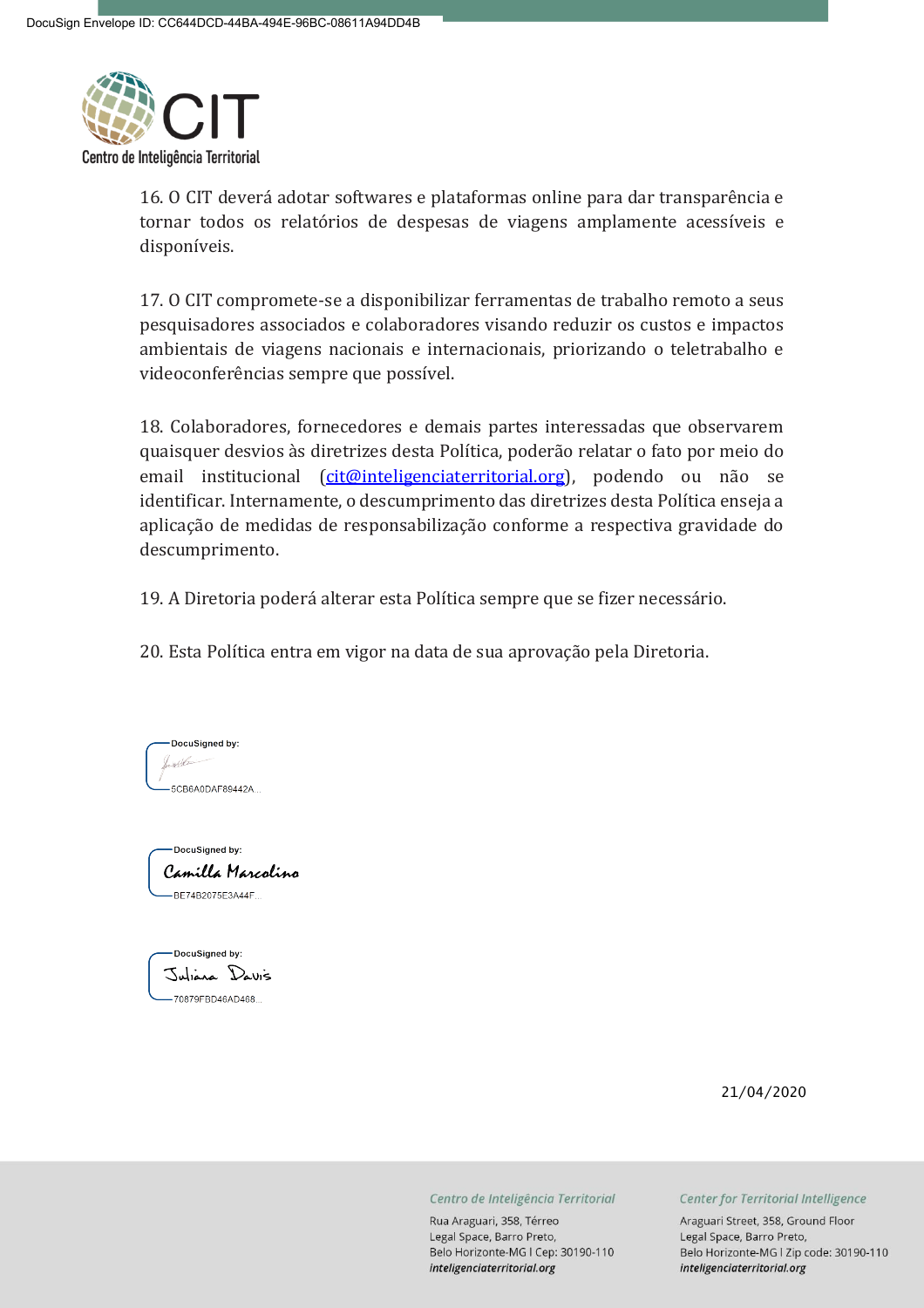16. O CIT deverá adotar softwares e plataformas online para dar transparência e tornar todos os relatórios de despesas de viagens amplamente acessíveis e disponíveis.

17. O CIT compromete-se a disponibilizar ferramentas de trabalho remoto a seus pesquisadores associados e colaboradores visando reduzir os custos e impactos ambientais de viagens nacionais e internacionais, priorizando o teletrabalho e videoconferências sempre que possível.

18. Colaboradores, fornecedores e demais partes interessadas que observarem quaisquer desvios às diretrizes desta Política, poderão relatar o fato por meio do email institucional (cit@inteligenciaterritorial.org), podendo ou não se identificar. Internamente, o descumprimento das diretrizes desta Política enseja a aplicação de medidas de responsabilização conforme a respectiva gravidade do descumprimento.

19. A Diretoria poderá alterar esta Política sempre que se fizer necessário.

20. Esta Política entra em vigor na data de sua aprovação pela Diretoria.

DocuSigned by:
5CB6A0DAF89442A...

DocuSigned by:
Camilla Marcolino
BE74B2075E3A44F...

DocuSigned by:
Juliana Davis
70879FBD46AD468...

21/04/2020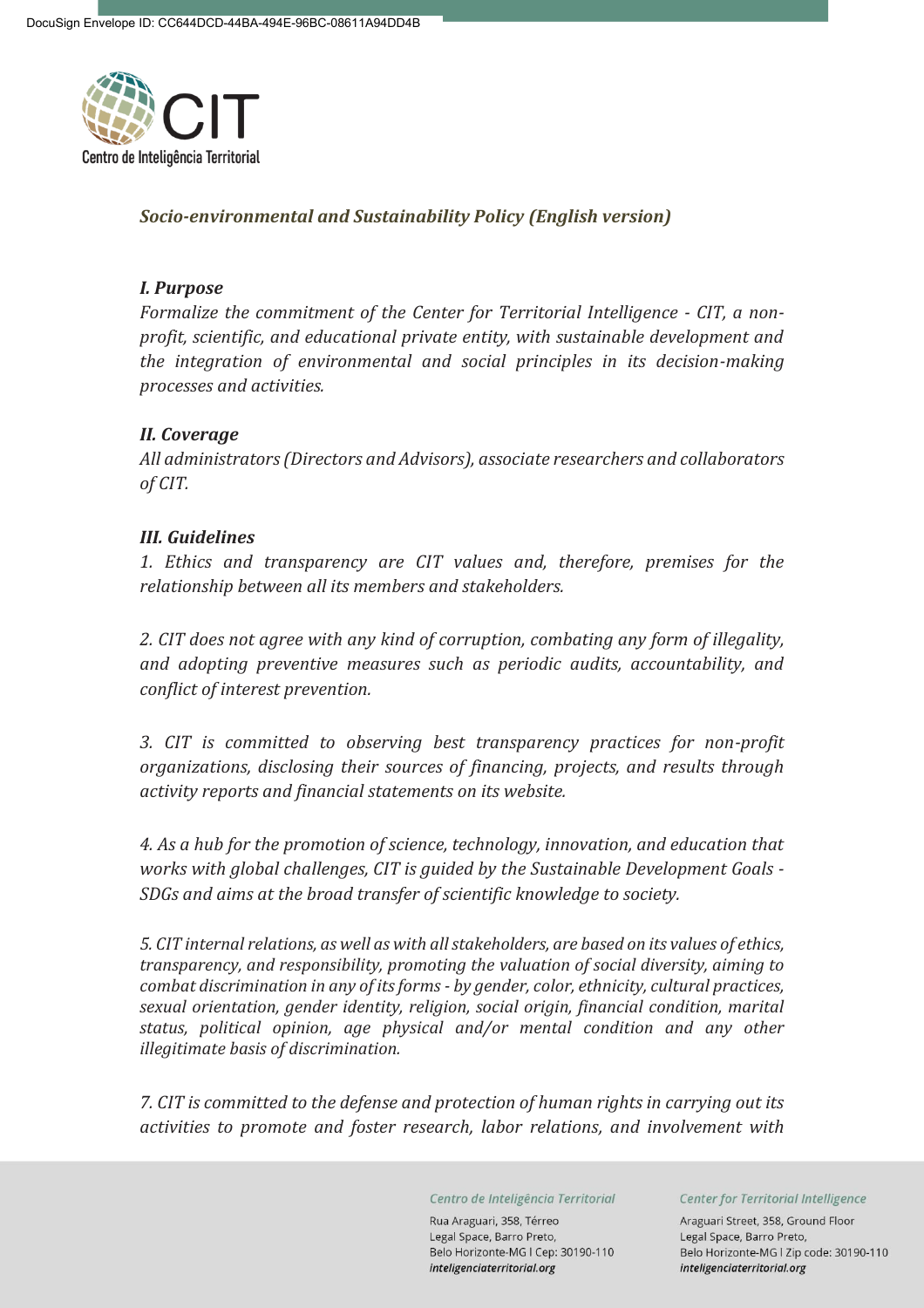*Socio-environmental and Sustainability Policy (English version)*

***I. Purpose***

*Formalize the commitment of the Center for Territorial Intelligence - CIT, a non-profit, scientific, and educational private entity, with sustainable development and the integration of environmental and social principles in its decision-making processes and activities.*

***II. Coverage***

*All administrators (Directors and Advisors), associate researchers and collaborators of CIT.*

***III. Guidelines***

*1. Ethics and transparency are CIT values and, therefore, premises for the relationship between all its members and stakeholders.*

*2. CIT does not agree with any kind of corruption, combating any form of illegality, and adopting preventive measures such as periodic audits, accountability, and conflict of interest prevention.*

*3. CIT is committed to observing best transparency practices for non-profit organizations, disclosing their sources of financing, projects, and results through activity reports and financial statements on its website.*

*4. As a hub for the promotion of science, technology, innovation, and education that works with global challenges, CIT is guided by the Sustainable Development Goals - SDGs and aims at the broad transfer of scientific knowledge to society.*

*5. CIT internal relations, as well as with all stakeholders, are based on its values of ethics, transparency, and responsibility, promoting the valuation of social diversity, aiming to combat discrimination in any of its forms - by gender, color, ethnicity, cultural practices, sexual orientation, gender identity, religion, social origin, financial condition, marital status, political opinion, age physical and/or mental condition and any other illegitimate basis of discrimination.*

*7. CIT is committed to the defense and protection of human rights in carrying out its activities to promote and foster research, labor relations, and involvement with*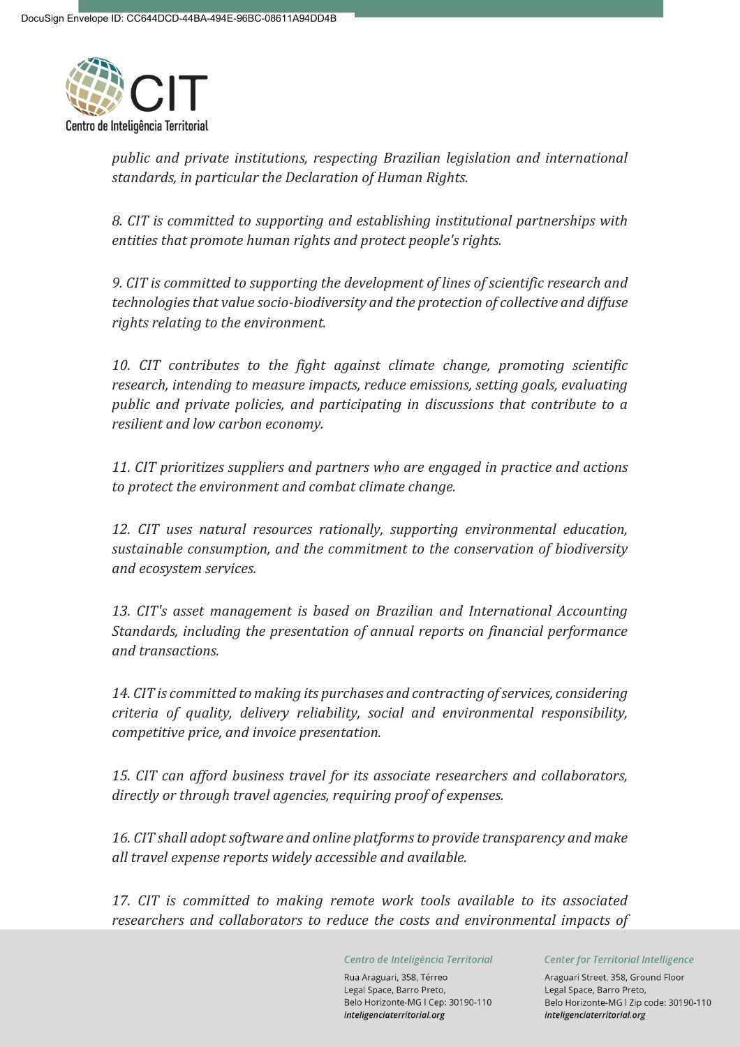*public and private institutions, respecting Brazilian legislation and international standards, in particular the Declaration of Human Rights.*

*8. CIT is committed to supporting and establishing institutional partnerships with entities that promote human rights and protect people's rights.*

*9. CIT is committed to supporting the development of lines of scientific research and technologies that value socio-biodiversity and the protection of collective and diffuse rights relating to the environment.*

*10. CIT contributes to the fight against climate change, promoting scientific research, intending to measure impacts, reduce emissions, setting goals, evaluating public and private policies, and participating in discussions that contribute to a resilient and low carbon economy.*

*11. CIT prioritizes suppliers and partners who are engaged in practice and actions to protect the environment and combat climate change.*

*12. CIT uses natural resources rationally, supporting environmental education, sustainable consumption, and the commitment to the conservation of biodiversity and ecosystem services.*

*13. CIT's asset management is based on Brazilian and International Accounting Standards, including the presentation of annual reports on financial performance and transactions.*

*14. CIT is committed to making its purchases and contracting of services, considering criteria of quality, delivery reliability, social and environmental responsibility, competitive price, and invoice presentation.*

*15. CIT can afford business travel for its associate researchers and collaborators, directly or through travel agencies, requiring proof of expenses.*

*16. CIT shall adopt software and online platforms to provide transparency and make all travel expense reports widely accessible and available.*

*17. CIT is committed to making remote work tools available to its associated researchers and collaborators to reduce the costs and environmental impacts of*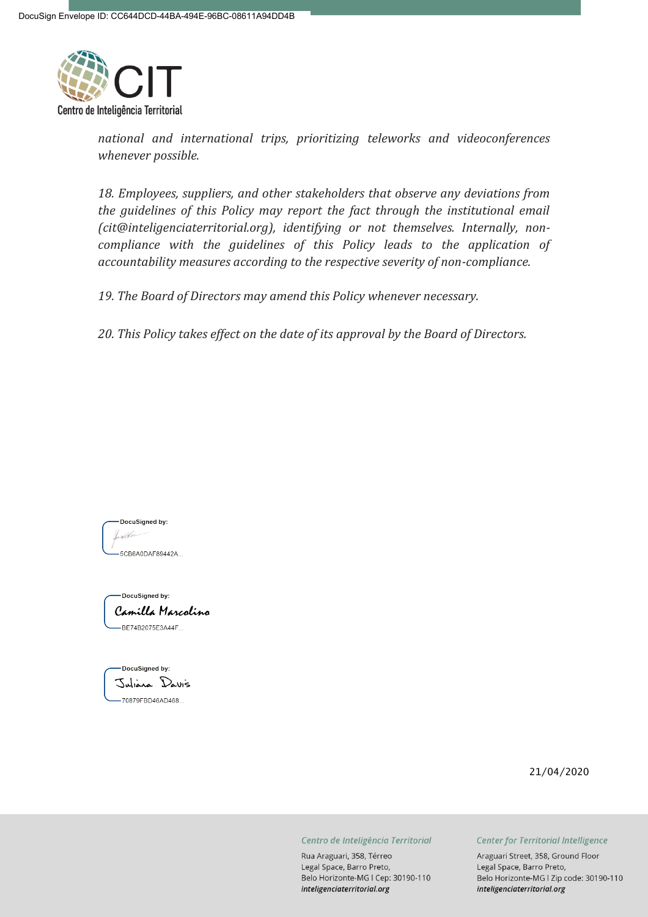*national and international trips, prioritizing teleworks and videoconferences whenever possible.*

*18. Employees, suppliers, and other stakeholders that observe any deviations from the guidelines of this Policy may report the fact through the institutional email (cit@inteligenciaterritorial.org), identifying or not themselves. Internally, non-compliance with the guidelines of this Policy leads to the application of accountability measures according to the respective severity of non-compliance.*

*19. The Board of Directors may amend this Policy whenever necessary.*

*20. This Policy takes effect on the date of its approval by the Board of Directors.*

DocuSigned by:

5CB6A0DAF89442A...

DocuSigned by:

Camilla Marcolino

BE74B2075E3A44F...

DocuSigned by:

Juliana Davis

70879FBD46AD468...

21/04/2020

*Centro de Inteligência Territorial*

Rua Araguari, 358, Térreo
Legal Space, Barro Preto,
Belo Horizonte-MG | Cep: 30190-110
***inteligenciaterritorial.org***

*Center for Territorial Intelligence*

Araguari Street, 358, Ground Floor
Legal Space, Barro Preto,
Belo Horizonte-MG | Zip code: 30190-110
***inteligenciaterritorial.org***